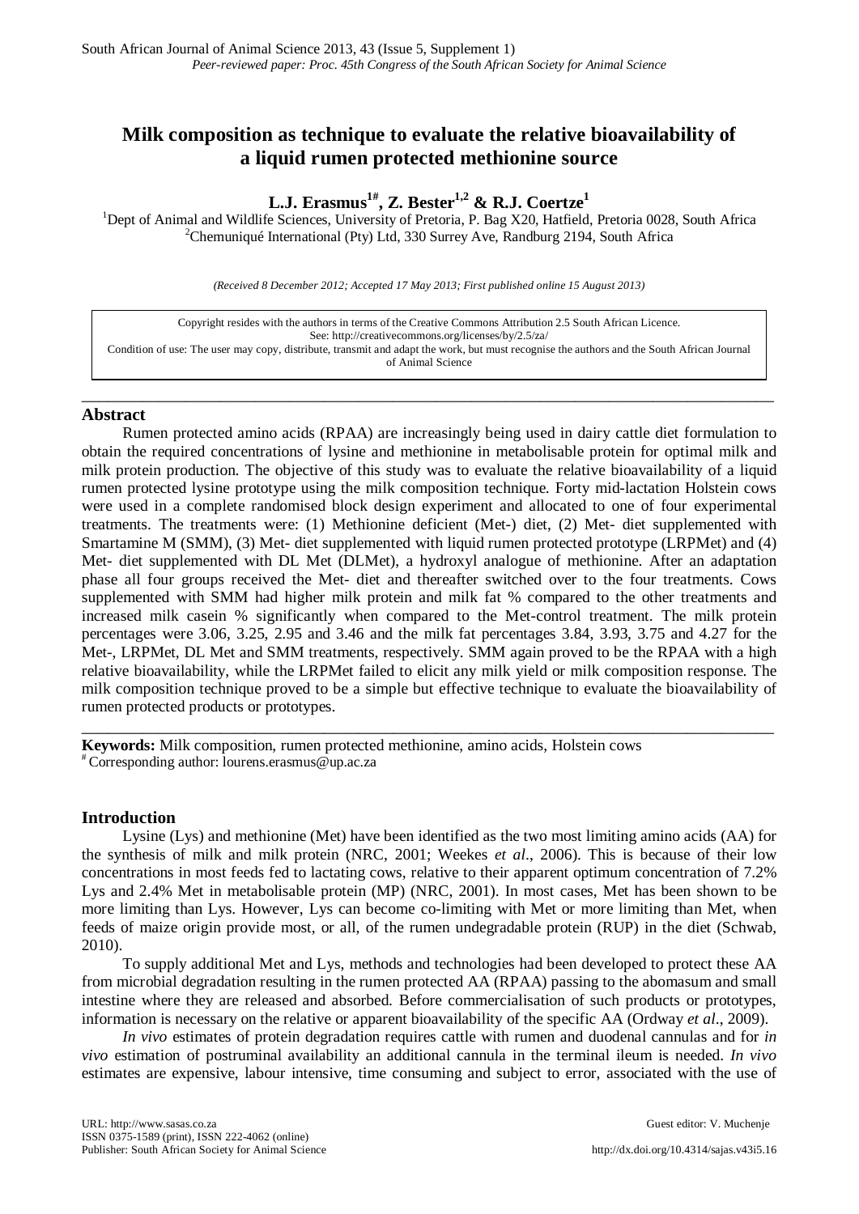# Milk composition as technique to evaluate the relative bioavailability of a liquid rumen protected methionine source

**L.J. Erasmus[1#], Z. Bester[1,2] & R.J. Coertze[1]**

[1]Dept of Animal and Wildlife Sciences, University of Pretoria, P. Bag X20, Hatfield, Pretoria 0028, South Africa
[2]Chemuniqué International (Pty) Ltd, 330 Surrey Ave, Randburg 2194, South Africa

*(Received 8 December 2012; Accepted 17 May 2013; First published online 15 August 2013)*

> Copyright resides with the authors in terms of the Creative Commons Attribution 2.5 South African Licence.
> See: http://creativecommons.org/licenses/by/2.5/za/
> Condition of use: The user may copy, distribute, transmit and adapt the work, but must recognise the authors and the South African Journal of Animal Science

## Abstract

Rumen protected amino acids (RPAA) are increasingly being used in dairy cattle diet formulation to obtain the required concentrations of lysine and methionine in metabolisable protein for optimal milk and milk protein production. The objective of this study was to evaluate the relative bioavailability of a liquid rumen protected lysine prototype using the milk composition technique. Forty mid-lactation Holstein cows were used in a complete randomised block design experiment and allocated to one of four experimental treatments. The treatments were: (1) Methionine deficient (Met-) diet, (2) Met- diet supplemented with Smartamine M (SMM), (3) Met- diet supplemented with liquid rumen protected prototype (LRPMet) and (4) Met- diet supplemented with DL Met (DLMet), a hydroxyl analogue of methionine. After an adaptation phase all four groups received the Met- diet and thereafter switched over to the four treatments. Cows supplemented with SMM had higher milk protein and milk fat % compared to the other treatments and increased milk casein % significantly when compared to the Met-control treatment. The milk protein percentages were 3.06, 3.25, 2.95 and 3.46 and the milk fat percentages 3.84, 3.93, 3.75 and 4.27 for the Met-, LRPMet, DL Met and SMM treatments, respectively. SMM again proved to be the RPAA with a high relative bioavailability, while the LRPMet failed to elicit any milk yield or milk composition response. The milk composition technique proved to be a simple but effective technique to evaluate the bioavailability of rumen protected products or prototypes.

**Keywords:** Milk composition, rumen protected methionine, amino acids, Holstein cows
[#] Corresponding author: lourens.erasmus@up.ac.za

## Introduction

Lysine (Lys) and methionine (Met) have been identified as the two most limiting amino acids (AA) for the synthesis of milk and milk protein (NRC, 2001; Weekes *et al*., 2006). This is because of their low concentrations in most feeds fed to lactating cows, relative to their apparent optimum concentration of 7.2% Lys and 2.4% Met in metabolisable protein (MP) (NRC, 2001). In most cases, Met has been shown to be more limiting than Lys. However, Lys can become co-limiting with Met or more limiting than Met, when feeds of maize origin provide most, or all, of the rumen undegradable protein (RUP) in the diet (Schwab, 2010).

To supply additional Met and Lys, methods and technologies had been developed to protect these AA from microbial degradation resulting in the rumen protected AA (RPAA) passing to the abomasum and small intestine where they are released and absorbed. Before commercialisation of such products or prototypes, information is necessary on the relative or apparent bioavailability of the specific AA (Ordway *et al*., 2009).

*In vivo* estimates of protein degradation requires cattle with rumen and duodenal cannulas and for *in vivo* estimation of postruminal availability an additional cannula in the terminal ileum is needed. *In vivo* estimates are expensive, labour intensive, time consuming and subject to error, associated with the use of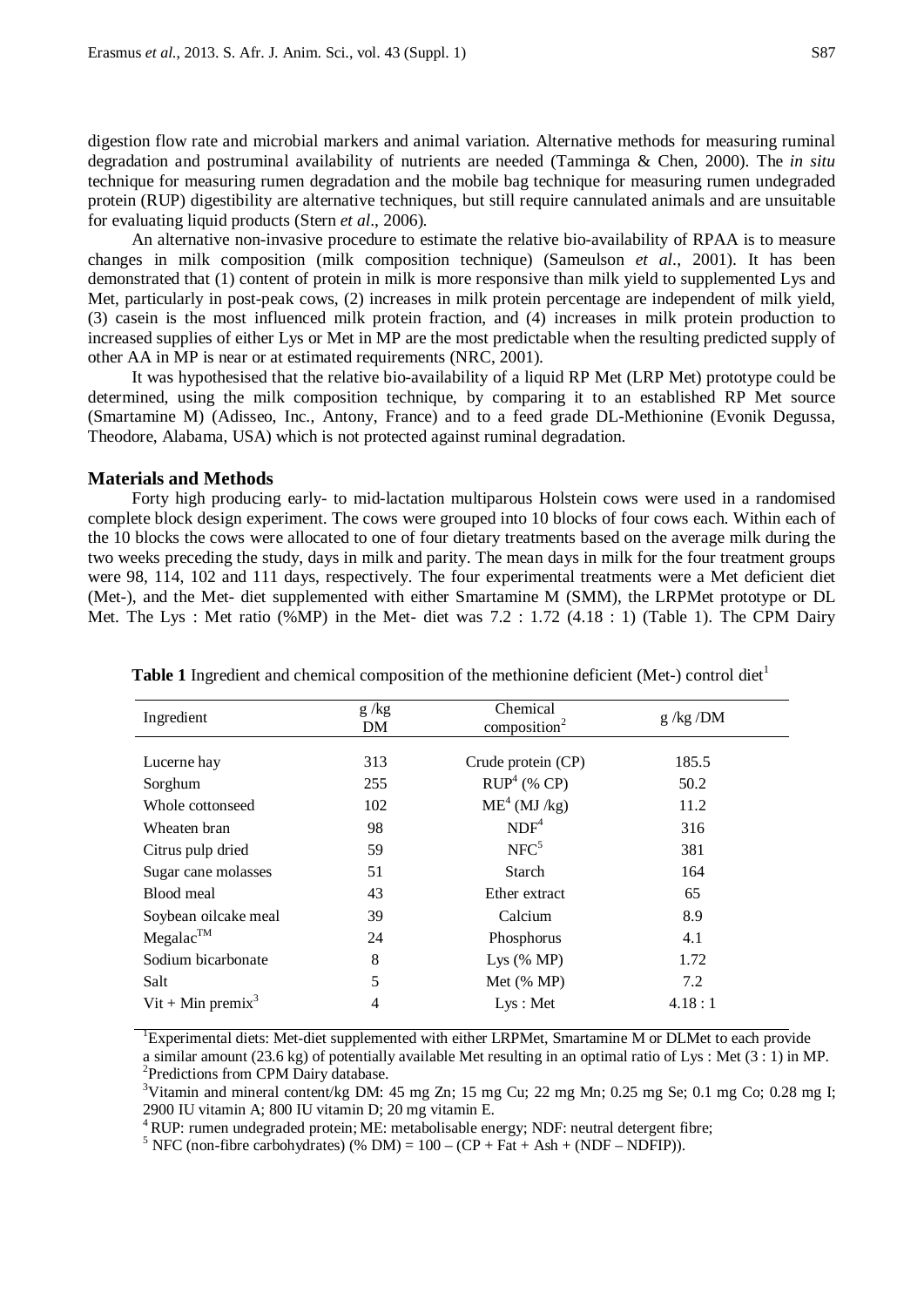digestion flow rate and microbial markers and animal variation. Alternative methods for measuring ruminal degradation and postruminal availability of nutrients are needed (Tamminga & Chen, 2000). The *in situ* technique for measuring rumen degradation and the mobile bag technique for measuring rumen undegraded protein (RUP) digestibility are alternative techniques, but still require cannulated animals and are unsuitable for evaluating liquid products (Stern *et al*., 2006).

An alternative non-invasive procedure to estimate the relative bio-availability of RPAA is to measure changes in milk composition (milk composition technique) (Sameulson *et al*., 2001). It has been demonstrated that (1) content of protein in milk is more responsive than milk yield to supplemented Lys and Met, particularly in post-peak cows, (2) increases in milk protein percentage are independent of milk yield, (3) casein is the most influenced milk protein fraction, and (4) increases in milk protein production to increased supplies of either Lys or Met in MP are the most predictable when the resulting predicted supply of other AA in MP is near or at estimated requirements (NRC, 2001).

It was hypothesised that the relative bio-availability of a liquid RP Met (LRP Met) prototype could be determined, using the milk composition technique, by comparing it to an established RP Met source (Smartamine M) (Adisseo, Inc., Antony, France) and to a feed grade DL-Methionine (Evonik Degussa, Theodore, Alabama, USA) which is not protected against ruminal degradation.

## Materials and Methods

Forty high producing early- to mid-lactation multiparous Holstein cows were used in a randomised complete block design experiment. The cows were grouped into 10 blocks of four cows each. Within each of the 10 blocks the cows were allocated to one of four dietary treatments based on the average milk during the two weeks preceding the study, days in milk and parity. The mean days in milk for the four treatment groups were 98, 114, 102 and 111 days, respectively. The four experimental treatments were a Met deficient diet (Met-), and the Met- diet supplemented with either Smartamine M (SMM), the LRPMet prototype or DL Met. The Lys : Met ratio (%MP) in the Met- diet was 7.2 : 1.72 (4.18 : 1) (Table 1). The CPM Dairy

**Table 1** Ingredient and chemical composition of the methionine deficient (Met-) control diet[1]

| Ingredient | g /kg DM | Chemical composition[2] | g /kg /DM |
|---|---|---|---|
| Lucerne hay | 313 | Crude protein (CP) | 185.5 |
| Sorghum | 255 | RUP[4] (% CP) | 50.2 |
| Whole cottonseed | 102 | ME[4] (MJ /kg) | 11.2 |
| Wheaten bran | 98 | NDF[4] | 316 |
| Citrus pulp dried | 59 | NFC[5] | 381 |
| Sugar cane molasses | 51 | Starch | 164 |
| Blood meal | 43 | Ether extract | 65 |
| Soybean oilcake meal | 39 | Calcium | 8.9 |
| Megalac™ | 24 | Phosphorus | 4.1 |
| Sodium bicarbonate | 8 | Lys (% MP) | 1.72 |
| Salt | 5 | Met (% MP) | 7.2 |
| Vit + Min premix[3] | 4 | Lys : Met | 4.18 : 1 |

[1]Experimental diets: Met-diet supplemented with either LRPMet, Smartamine M or DLMet to each provide a similar amount (23.6 kg) of potentially available Met resulting in an optimal ratio of Lys : Met (3 : 1) in MP.
[2]Predictions from CPM Dairy database.
[3]Vitamin and mineral content/kg DM: 45 mg Zn; 15 mg Cu; 22 mg Mn; 0.25 mg Se; 0.1 mg Co; 0.28 mg I; 2900 IU vitamin A; 800 IU vitamin D; 20 mg vitamin E.
[4] RUP: rumen undegraded protein; ME: metabolisable energy; NDF: neutral detergent fibre;
[5] NFC (non-fibre carbohydrates) (% DM) = 100 – (CP + Fat + Ash + (NDF – NDFIP)).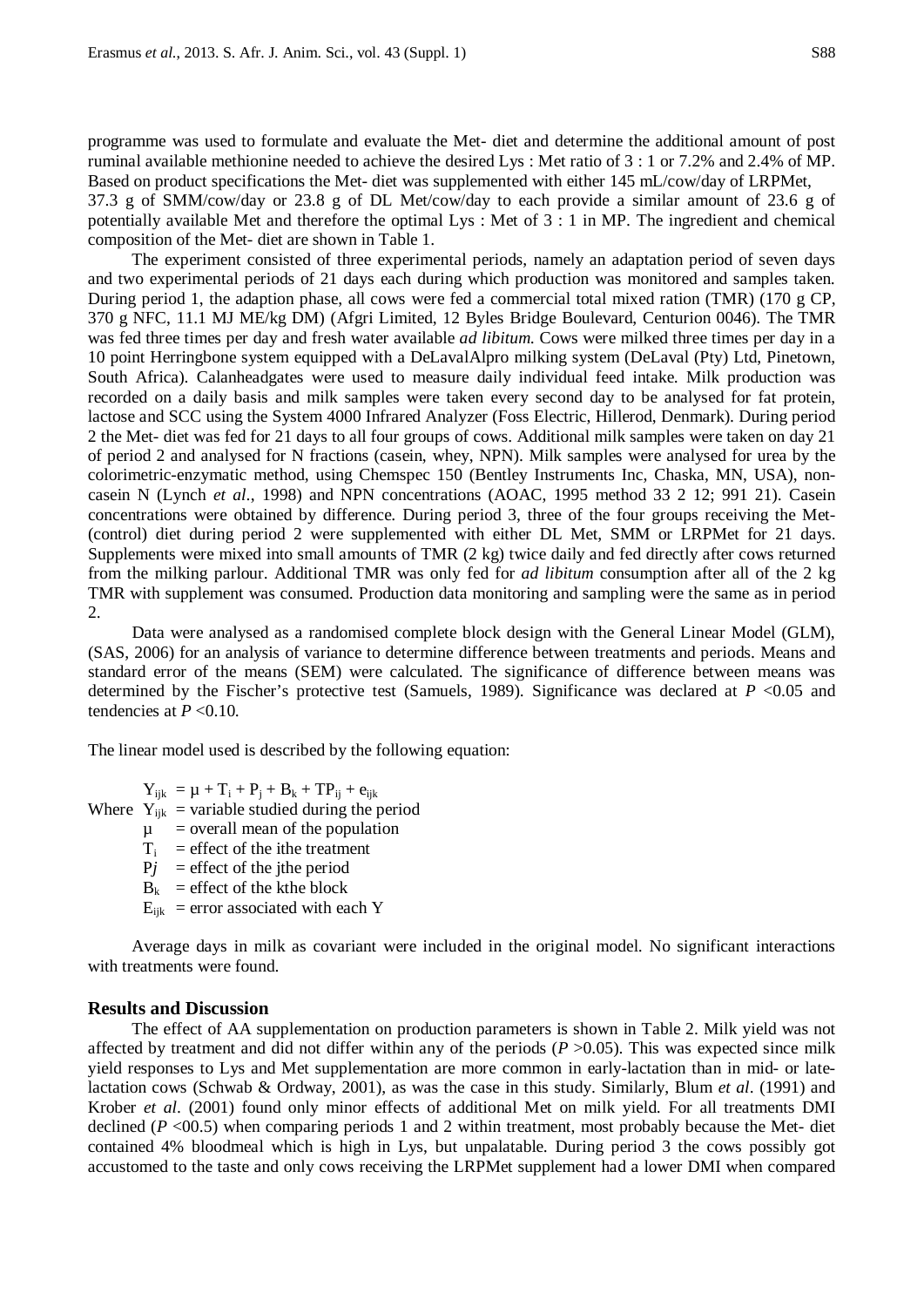programme was used to formulate and evaluate the Met- diet and determine the additional amount of post ruminal available methionine needed to achieve the desired Lys : Met ratio of 3 : 1 or 7.2% and 2.4% of MP. Based on product specifications the Met- diet was supplemented with either 145 mL/cow/day of LRPMet, 37.3 g of SMM/cow/day or 23.8 g of DL Met/cow/day to each provide a similar amount of 23.6 g of potentially available Met and therefore the optimal Lys : Met of 3 : 1 in MP. The ingredient and chemical composition of the Met- diet are shown in Table 1.

The experiment consisted of three experimental periods, namely an adaptation period of seven days and two experimental periods of 21 days each during which production was monitored and samples taken. During period 1, the adaption phase, all cows were fed a commercial total mixed ration (TMR) (170 g CP, 370 g NFC, 11.1 MJ ME/kg DM) (Afgri Limited, 12 Byles Bridge Boulevard, Centurion 0046). The TMR was fed three times per day and fresh water available *ad libitum*. Cows were milked three times per day in a 10 point Herringbone system equipped with a DeLavalAlpro milking system (DeLaval (Pty) Ltd, Pinetown, South Africa). Calanheadgates were used to measure daily individual feed intake. Milk production was recorded on a daily basis and milk samples were taken every second day to be analysed for fat protein, lactose and SCC using the System 4000 Infrared Analyzer (Foss Electric, Hillerod, Denmark). During period 2 the Met- diet was fed for 21 days to all four groups of cows. Additional milk samples were taken on day 21 of period 2 and analysed for N fractions (casein, whey, NPN). Milk samples were analysed for urea by the colorimetric-enzymatic method, using Chemspec 150 (Bentley Instruments Inc, Chaska, MN, USA), non-casein N (Lynch *et al*., 1998) and NPN concentrations (AOAC, 1995 method 33 2 12; 991 21). Casein concentrations were obtained by difference. During period 3, three of the four groups receiving the Met- (control) diet during period 2 were supplemented with either DL Met, SMM or LRPMet for 21 days. Supplements were mixed into small amounts of TMR (2 kg) twice daily and fed directly after cows returned from the milking parlour. Additional TMR was only fed for *ad libitum* consumption after all of the 2 kg TMR with supplement was consumed. Production data monitoring and sampling were the same as in period 2.

Data were analysed as a randomised complete block design with the General Linear Model (GLM), (SAS, 2006) for an analysis of variance to determine difference between treatments and periods. Means and standard error of the means (SEM) were calculated. The significance of difference between means was determined by the Fischer's protective test (Samuels, 1989). Significance was declared at $P$ <0.05 and tendencies at $P$ <0.10.

The linear model used is described by the following equation:

$$Y_{ijk} = \mu + T_i + P_j + B_k + TP_{ij} + e_{ijk}$$

Where $Y_{ijk}$ = variable studied during the period
$\mu$ = overall mean of the population
$T_i$ = effect of the ithe treatment
$Pj$ = effect of the jthe period
$B_k$ = effect of the kthe block
$E_{ijk}$ = error associated with each Y

Average days in milk as covariant were included in the original model. No significant interactions with treatments were found.

## Results and Discussion

The effect of AA supplementation on production parameters is shown in Table 2. Milk yield was not affected by treatment and did not differ within any of the periods ($P$ >0.05). This was expected since milk yield responses to Lys and Met supplementation are more common in early-lactation than in mid- or late-lactation cows (Schwab & Ordway, 2001), as was the case in this study. Similarly, Blum *et al*. (1991) and Krober *et al*. (2001) found only minor effects of additional Met on milk yield. For all treatments DMI declined ($P$ <0.5) when comparing periods 1 and 2 within treatment, most probably because the Met- diet contained 4% bloodmeal which is high in Lys, but unpalatable. During period 3 the cows possibly got accustomed to the taste and only cows receiving the LRPMet supplement had a lower DMI when compared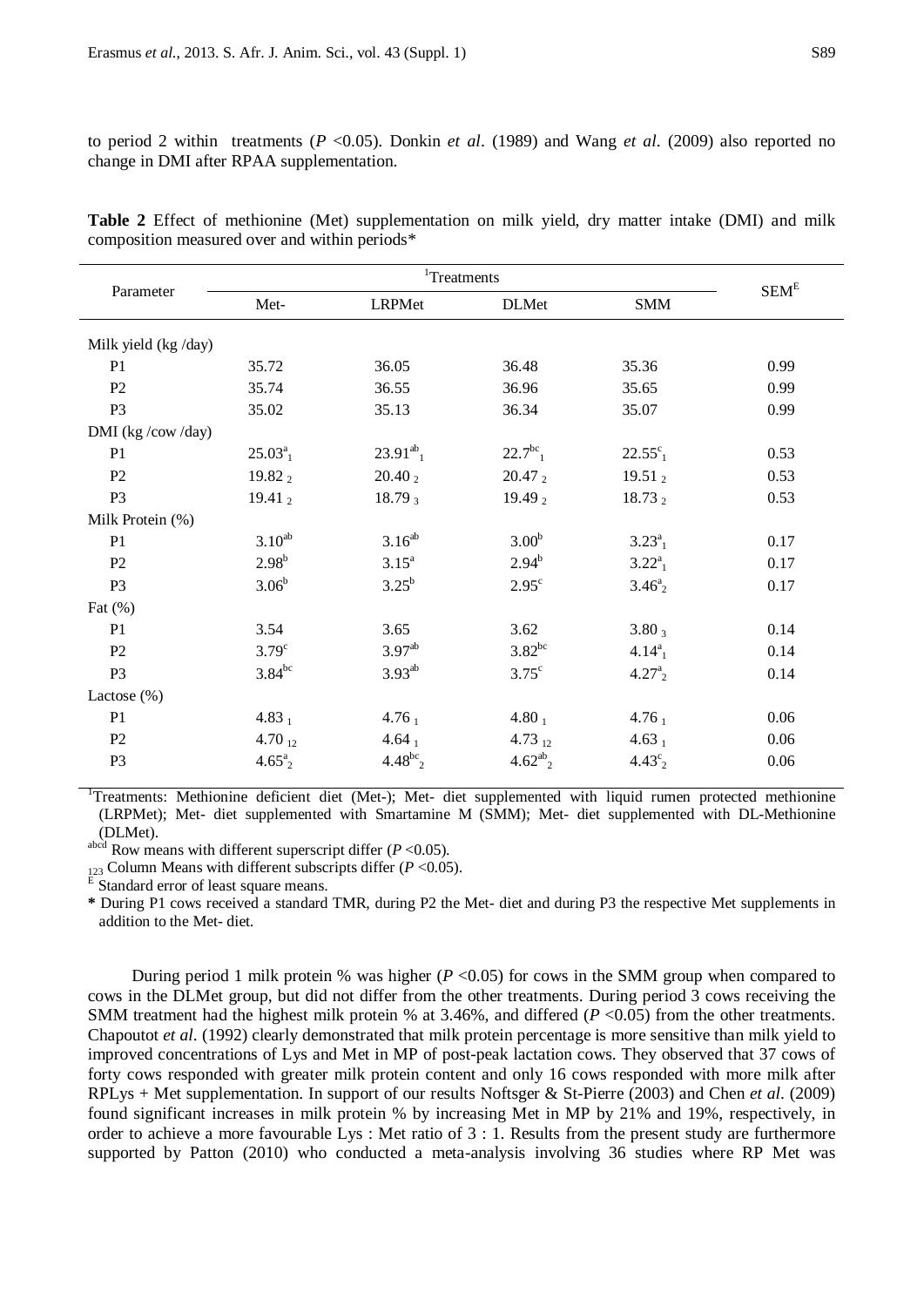to period 2 within treatments ($P$ <0.05). Donkin *et al*. (1989) and Wang *et al*. (2009) also reported no change in DMI after RPAA supplementation.

**Table 2** Effect of methionine (Met) supplementation on milk yield, dry matter intake (DMI) and milk composition measured over and within periods*

| Parameter | Treatments[1] | | | | SEM[E] |
|---|---|---|---|---|---|
| | Met- | LRPMet | DLMet | SMM | |
| Milk yield (kg /day) | | | | | |
| P1 | 35.72 | 36.05 | 36.48 | 35.36 | 0.99 |
| P2 | 35.74 | 36.55 | 36.96 | 35.65 | 0.99 |
| P3 | 35.02 | 35.13 | 36.34 | 35.07 | 0.99 |
| DMI (kg /cow /day) | | | | | |
| P1 | $25.03^{a}_{1}$ | $23.91^{ab}_{1}$ | $22.7^{bc}_{1}$ | $22.55^{c}_{1}$ | 0.53 |
| P2 | $19.82_{2}$ | $20.40_{2}$ | $20.47_{2}$ | $19.51_{2}$ | 0.53 |
| P3 | $19.41_{2}$ | $18.79_{3}$ | $19.49_{2}$ | $18.73_{2}$ | 0.53 |
| Milk Protein (%) | | | | | |
| P1 | $3.10^{ab}$ | $3.16^{ab}$ | $3.00^{b}$ | $3.23^{a}_{1}$ | 0.17 |
| P2 | $2.98^{b}$ | $3.15^{a}$ | $2.94^{b}$ | $3.22^{a}_{1}$ | 0.17 |
| P3 | $3.06^{b}$ | $3.25^{b}$ | $2.95^{c}$ | $3.46^{a}_{2}$ | 0.17 |
| Fat (%) | | | | | |
| P1 | 3.54 | 3.65 | 3.62 | $3.80_{3}$ | 0.14 |
| P2 | $3.79^{c}$ | $3.97^{ab}$ | $3.82^{bc}$ | $4.14^{a}_{1}$ | 0.14 |
| P3 | $3.84^{bc}$ | $3.93^{ab}$ | $3.75^{c}$ | $4.27^{a}_{2}$ | 0.14 |
| Lactose (%) | | | | | |
| P1 | $4.83_{1}$ | $4.76_{1}$ | $4.80_{1}$ | $4.76_{1}$ | 0.06 |
| P2 | $4.70_{12}$ | $4.64_{1}$ | $4.73_{12}$ | $4.63_{1}$ | 0.06 |
| P3 | $4.65^{a}_{2}$ | $4.48^{bc}_{2}$ | $4.62^{ab}_{2}$ | $4.43^{c}_{2}$ | 0.06 |

[1]Treatments: Methionine deficient diet (Met-); Met- diet supplemented with liquid rumen protected methionine (LRPMet); Met- diet supplemented with Smartamine M (SMM); Met- diet supplemented with DL-Methionine (DLMet).

[abcd] Row means with different superscript differ ($P$ <0.05).

[123] Column Means with different subscripts differ ($P$ <0.05).

[E] Standard error of least square means.

**\*** During P1 cows received a standard TMR, during P2 the Met- diet and during P3 the respective Met supplements in addition to the Met- diet.

During period 1 milk protein % was higher ($P$ <0.05) for cows in the SMM group when compared to cows in the DLMet group, but did not differ from the other treatments. During period 3 cows receiving the SMM treatment had the highest milk protein % at 3.46%, and differed ($P$ <0.05) from the other treatments. Chapoutot *et al*. (1992) clearly demonstrated that milk protein percentage is more sensitive than milk yield to improved concentrations of Lys and Met in MP of post-peak lactation cows. They observed that 37 cows of forty cows responded with greater milk protein content and only 16 cows responded with more milk after RPLys + Met supplementation. In support of our results Noftsger & St-Pierre (2003) and Chen *et al*. (2009) found significant increases in milk protein % by increasing Met in MP by 21% and 19%, respectively, in order to achieve a more favourable Lys : Met ratio of 3 : 1. Results from the present study are furthermore supported by Patton (2010) who conducted a meta-analysis involving 36 studies where RP Met was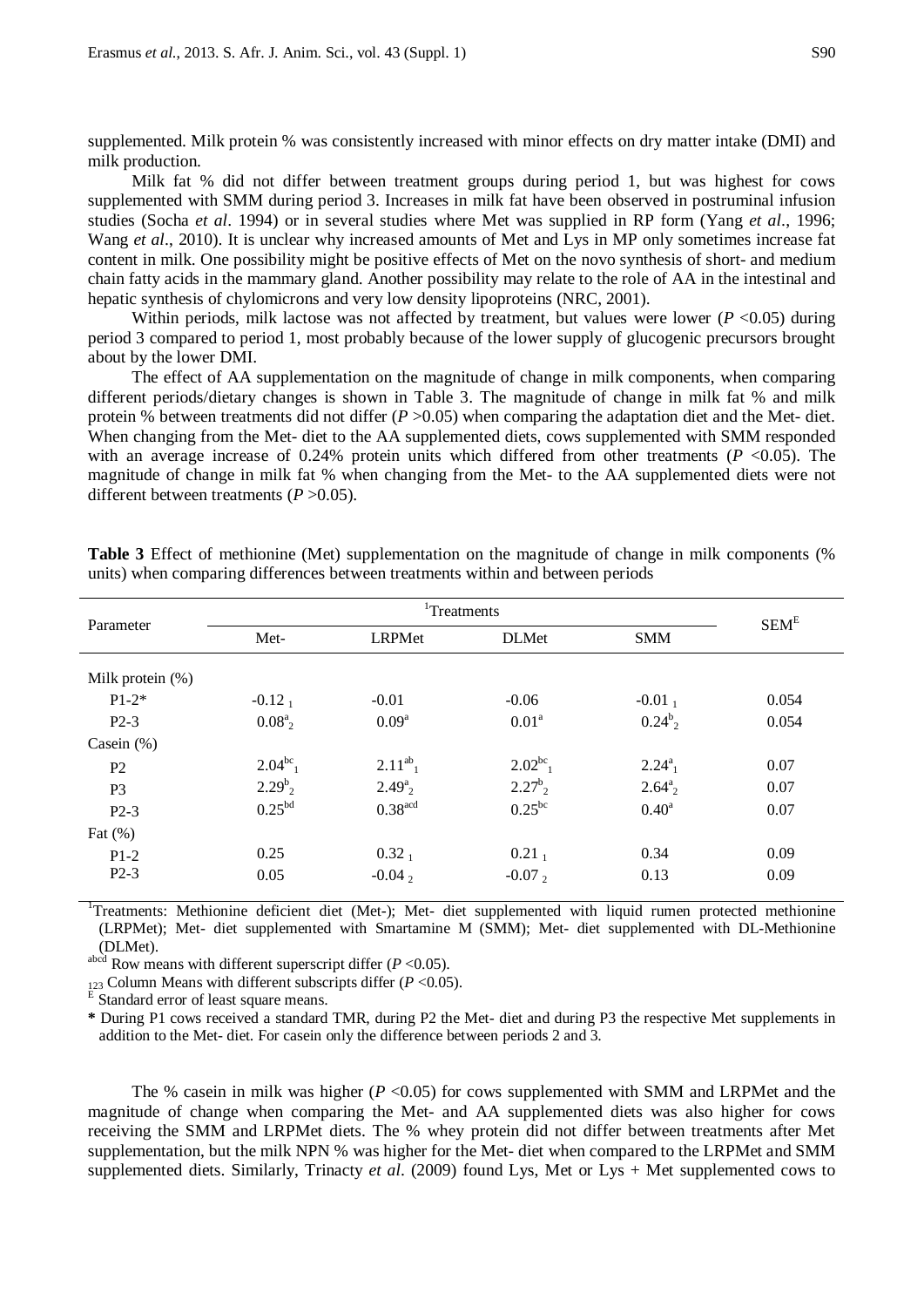supplemented. Milk protein % was consistently increased with minor effects on dry matter intake (DMI) and milk production.

Milk fat % did not differ between treatment groups during period 1, but was highest for cows supplemented with SMM during period 3. Increases in milk fat have been observed in postruminal infusion studies (Socha *et al*. 1994) or in several studies where Met was supplied in RP form (Yang *et al*., 1996; Wang *et al*., 2010). It is unclear why increased amounts of Met and Lys in MP only sometimes increase fat content in milk. One possibility might be positive effects of Met on the novo synthesis of short- and medium chain fatty acids in the mammary gland. Another possibility may relate to the role of AA in the intestinal and hepatic synthesis of chylomicrons and very low density lipoproteins (NRC, 2001).

Within periods, milk lactose was not affected by treatment, but values were lower ($P$ <0.05) during period 3 compared to period 1, most probably because of the lower supply of glucogenic precursors brought about by the lower DMI.

The effect of AA supplementation on the magnitude of change in milk components, when comparing different periods/dietary changes is shown in Table 3. The magnitude of change in milk fat % and milk protein % between treatments did not differ ($P$ >0.05) when comparing the adaptation diet and the Met- diet. When changing from the Met- diet to the AA supplemented diets, cows supplemented with SMM responded with an average increase of 0.24% protein units which differed from other treatments ($P$ <0.05). The magnitude of change in milk fat % when changing from the Met- to the AA supplemented diets were not different between treatments ($P$ >0.05).

**Table 3** Effect of methionine (Met) supplementation on the magnitude of change in milk components (% units) when comparing differences between treatments within and between periods

| Parameter | Treatments[1] | | | | SEM[E] |
|---|---|---|---|---|---|
| | Met- | LRPMet | DLMet | SMM | |
| Milk protein (%) | | | | | |
| P1-2* | $-0.12_1$ | -0.01 | -0.06 | $-0.01_1$ | 0.054 |
| P2-3 | $0.08^{a}_{2}$ | $0.09^{a}$ | $0.01^{a}$ | $0.24^{b}_{2}$ | 0.054 |
| Casein (%) | | | | | |
| P2 | $2.04^{bc}_{1}$ | $2.11^{ab}_{1}$ | $2.02^{bc}_{1}$ | $2.24^{a}_{1}$ | 0.07 |
| P3 | $2.29^{b}_{2}$ | $2.49^{a}_{2}$ | $2.27^{b}_{2}$ | $2.64^{a}_{2}$ | 0.07 |
| P2-3 | $0.25^{bd}$ | $0.38^{acd}$ | $0.25^{bc}$ | $0.40^{a}$ | 0.07 |
| Fat (%) | | | | | |
| P1-2 | 0.25 | $0.32_1$ | $0.21_1$ | 0.34 | 0.09 |
| P2-3 | 0.05 | $-0.04_2$ | $-0.07_2$ | 0.13 | 0.09 |

[1]Treatments: Methionine deficient diet (Met-); Met- diet supplemented with liquid rumen protected methionine (LRPMet); Met- diet supplemented with Smartamine M (SMM); Met- diet supplemented with DL-Methionine (DLMet).
[abcd] Row means with different superscript differ ($P$ <0.05).
[123] Column Means with different subscripts differ ($P$ <0.05).
[E] Standard error of least square means.
\* During P1 cows received a standard TMR, during P2 the Met- diet and during P3 the respective Met supplements in addition to the Met- diet. For casein only the difference between periods 2 and 3.

The % casein in milk was higher ($P$ <0.05) for cows supplemented with SMM and LRPMet and the magnitude of change when comparing the Met- and AA supplemented diets was also higher for cows receiving the SMM and LRPMet diets. The % whey protein did not differ between treatments after Met supplementation, but the milk NPN % was higher for the Met- diet when compared to the LRPMet and SMM supplemented diets. Similarly, Trinacty *et al*. (2009) found Lys, Met or Lys + Met supplemented cows to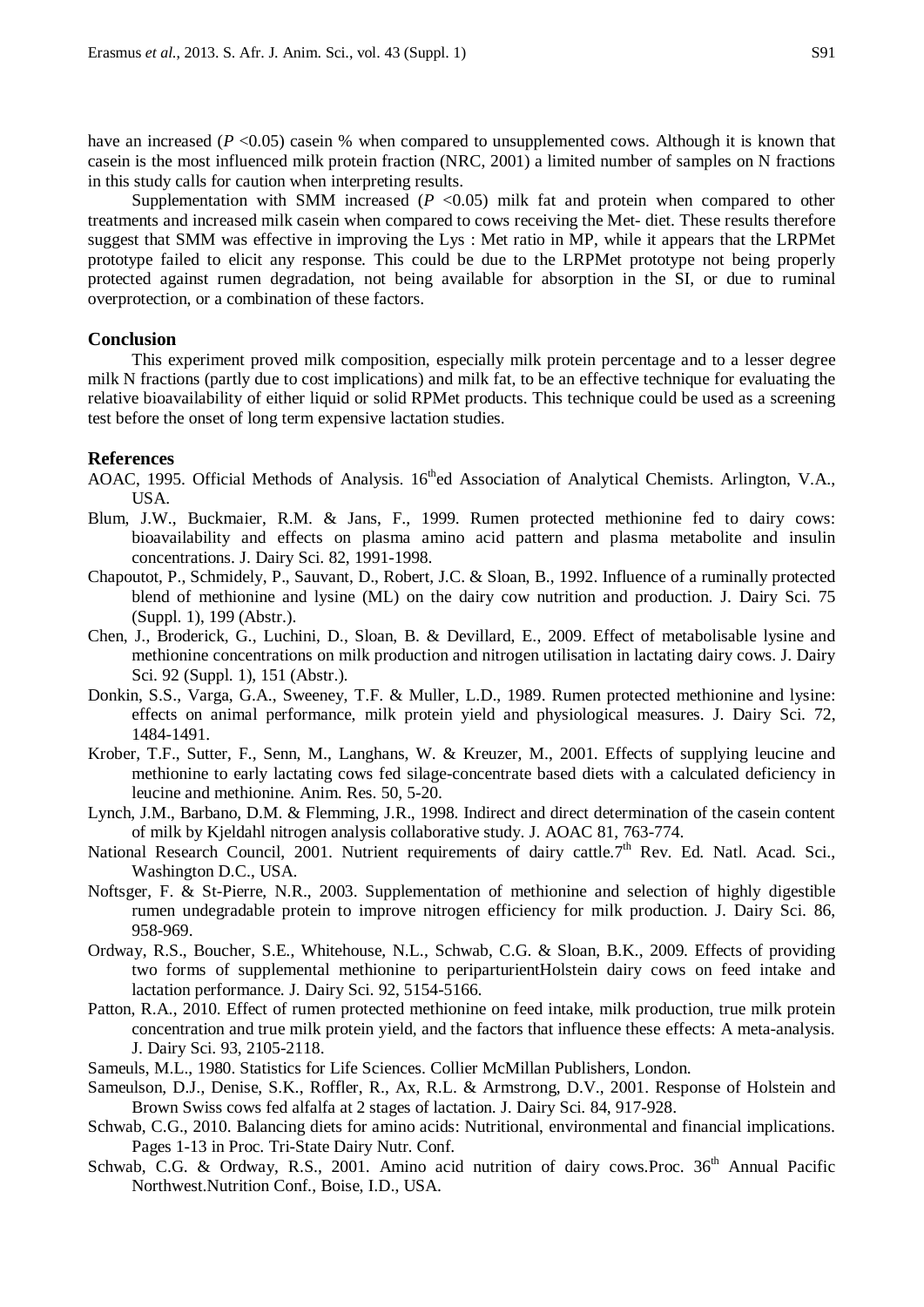have an increased ($P$ <0.05) casein % when compared to unsupplemented cows. Although it is known that casein is the most influenced milk protein fraction (NRC, 2001) a limited number of samples on N fractions in this study calls for caution when interpreting results.

Supplementation with SMM increased ($P$ <0.05) milk fat and protein when compared to other treatments and increased milk casein when compared to cows receiving the Met- diet. These results therefore suggest that SMM was effective in improving the Lys : Met ratio in MP, while it appears that the LRPMet prototype failed to elicit any response. This could be due to the LRPMet prototype not being properly protected against rumen degradation, not being available for absorption in the SI, or due to ruminal overprotection, or a combination of these factors.

## Conclusion

This experiment proved milk composition, especially milk protein percentage and to a lesser degree milk N fractions (partly due to cost implications) and milk fat, to be an effective technique for evaluating the relative bioavailability of either liquid or solid RPMet products. This technique could be used as a screening test before the onset of long term expensive lactation studies.

## References

AOAC, 1995. Official Methods of Analysis. 16thed Association of Analytical Chemists. Arlington, V.A., USA.

Blum, J.W., Buckmaier, R.M. & Jans, F., 1999. Rumen protected methionine fed to dairy cows: bioavailability and effects on plasma amino acid pattern and plasma metabolite and insulin concentrations. J. Dairy Sci. 82, 1991-1998.

Chapoutot, P., Schmidely, P., Sauvant, D., Robert, J.C. & Sloan, B., 1992. Influence of a ruminally protected blend of methionine and lysine (ML) on the dairy cow nutrition and production. J. Dairy Sci. 75 (Suppl. 1), 199 (Abstr.).

Chen, J., Broderick, G., Luchini, D., Sloan, B. & Devillard, E., 2009. Effect of metabolisable lysine and methionine concentrations on milk production and nitrogen utilisation in lactating dairy cows. J. Dairy Sci. 92 (Suppl. 1), 151 (Abstr.).

Donkin, S.S., Varga, G.A., Sweeney, T.F. & Muller, L.D., 1989. Rumen protected methionine and lysine: effects on animal performance, milk protein yield and physiological measures. J. Dairy Sci. 72, 1484-1491.

Krober, T.F., Sutter, F., Senn, M., Langhans, W. & Kreuzer, M., 2001. Effects of supplying leucine and methionine to early lactating cows fed silage-concentrate based diets with a calculated deficiency in leucine and methionine. Anim. Res. 50, 5-20.

Lynch, J.M., Barbano, D.M. & Flemming, J.R., 1998. Indirect and direct determination of the casein content of milk by Kjeldahl nitrogen analysis collaborative study. J. AOAC 81, 763-774.

National Research Council, 2001. Nutrient requirements of dairy cattle.7th Rev. Ed. Natl. Acad. Sci., Washington D.C., USA.

Noftsger, F. & St-Pierre, N.R., 2003. Supplementation of methionine and selection of highly digestible rumen undegradable protein to improve nitrogen efficiency for milk production. J. Dairy Sci. 86, 958-969.

Ordway, R.S., Boucher, S.E., Whitehouse, N.L., Schwab, C.G. & Sloan, B.K., 2009. Effects of providing two forms of supplemental methionine to periparturientHolstein dairy cows on feed intake and lactation performance. J. Dairy Sci. 92, 5154-5166.

Patton, R.A., 2010. Effect of rumen protected methionine on feed intake, milk production, true milk protein concentration and true milk protein yield, and the factors that influence these effects: A meta-analysis. J. Dairy Sci. 93, 2105-2118.

Sameuls, M.L., 1980. Statistics for Life Sciences. Collier McMillan Publishers, London.

Sameulson, D.J., Denise, S.K., Roffler, R., Ax, R.L. & Armstrong, D.V., 2001. Response of Holstein and Brown Swiss cows fed alfalfa at 2 stages of lactation. J. Dairy Sci. 84, 917-928.

Schwab, C.G., 2010. Balancing diets for amino acids: Nutritional, environmental and financial implications. Pages 1-13 in Proc. Tri-State Dairy Nutr. Conf.

Schwab, C.G. & Ordway, R.S., 2001. Amino acid nutrition of dairy cows.Proc. 36th Annual Pacific Northwest.Nutrition Conf., Boise, I.D., USA.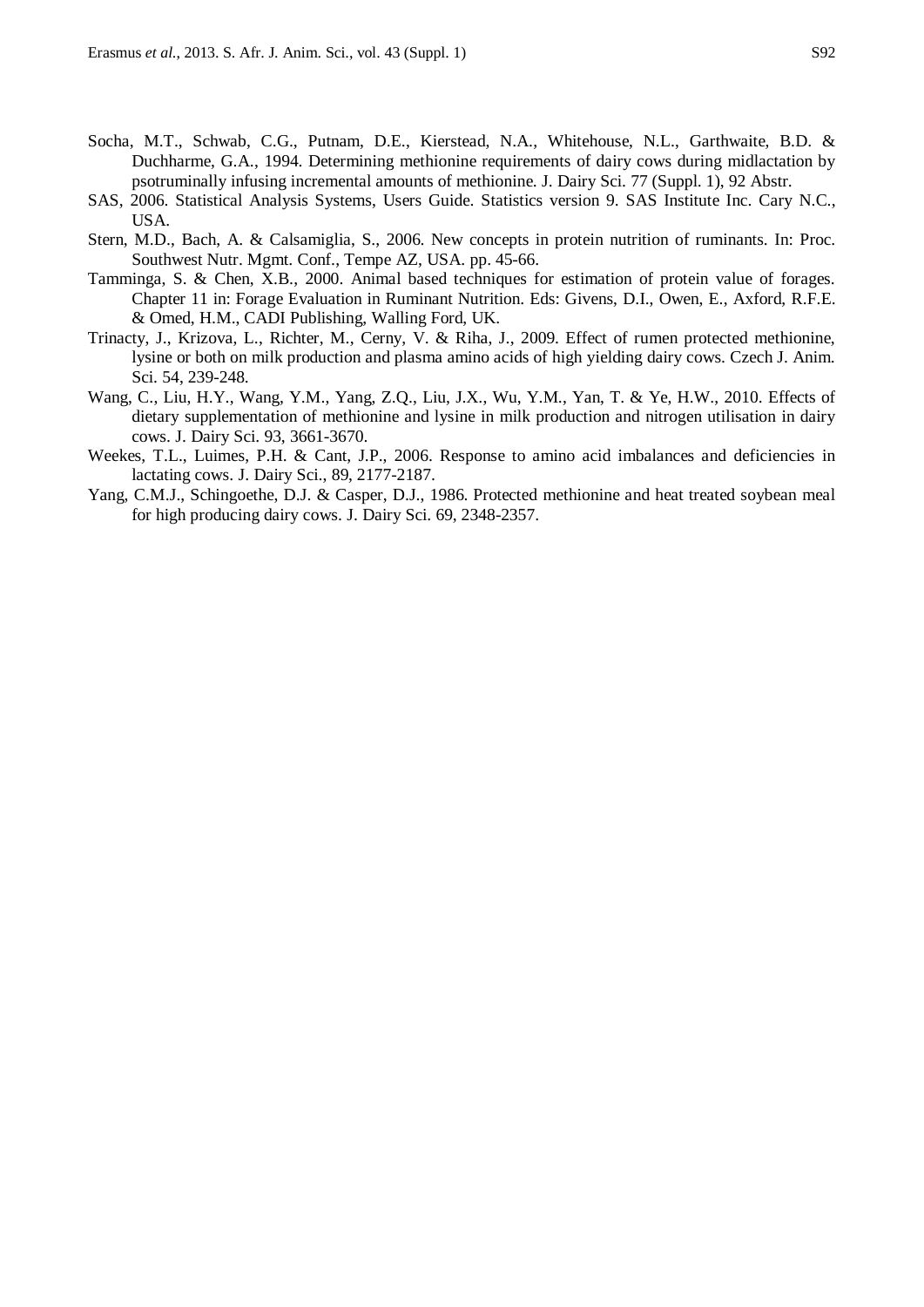Socha, M.T., Schwab, C.G., Putnam, D.E., Kierstead, N.A., Whitehouse, N.L., Garthwaite, B.D. & Duchharme, G.A., 1994. Determining methionine requirements of dairy cows during midlactation by psotruminally infusing incremental amounts of methionine. J. Dairy Sci. 77 (Suppl. 1), 92 Abstr.

SAS, 2006. Statistical Analysis Systems, Users Guide. Statistics version 9. SAS Institute Inc. Cary N.C., USA.

Stern, M.D., Bach, A. & Calsamiglia, S., 2006. New concepts in protein nutrition of ruminants. In: Proc. Southwest Nutr. Mgmt. Conf., Tempe AZ, USA. pp. 45-66.

Tamminga, S. & Chen, X.B., 2000. Animal based techniques for estimation of protein value of forages. Chapter 11 in: Forage Evaluation in Ruminant Nutrition. Eds: Givens, D.I., Owen, E., Axford, R.F.E. & Omed, H.M., CADI Publishing, Walling Ford, UK.

Trinacty, J., Krizova, L., Richter, M., Cerny, V. & Riha, J., 2009. Effect of rumen protected methionine, lysine or both on milk production and plasma amino acids of high yielding dairy cows. Czech J. Anim. Sci. 54, 239-248.

Wang, C., Liu, H.Y., Wang, Y.M., Yang, Z.Q., Liu, J.X., Wu, Y.M., Yan, T. & Ye, H.W., 2010. Effects of dietary supplementation of methionine and lysine in milk production and nitrogen utilisation in dairy cows. J. Dairy Sci. 93, 3661-3670.

Weekes, T.L., Luimes, P.H. & Cant, J.P., 2006. Response to amino acid imbalances and deficiencies in lactating cows. J. Dairy Sci., 89, 2177-2187.

Yang, C.M.J., Schingoethe, D.J. & Casper, D.J., 1986. Protected methionine and heat treated soybean meal for high producing dairy cows. J. Dairy Sci. 69, 2348-2357.